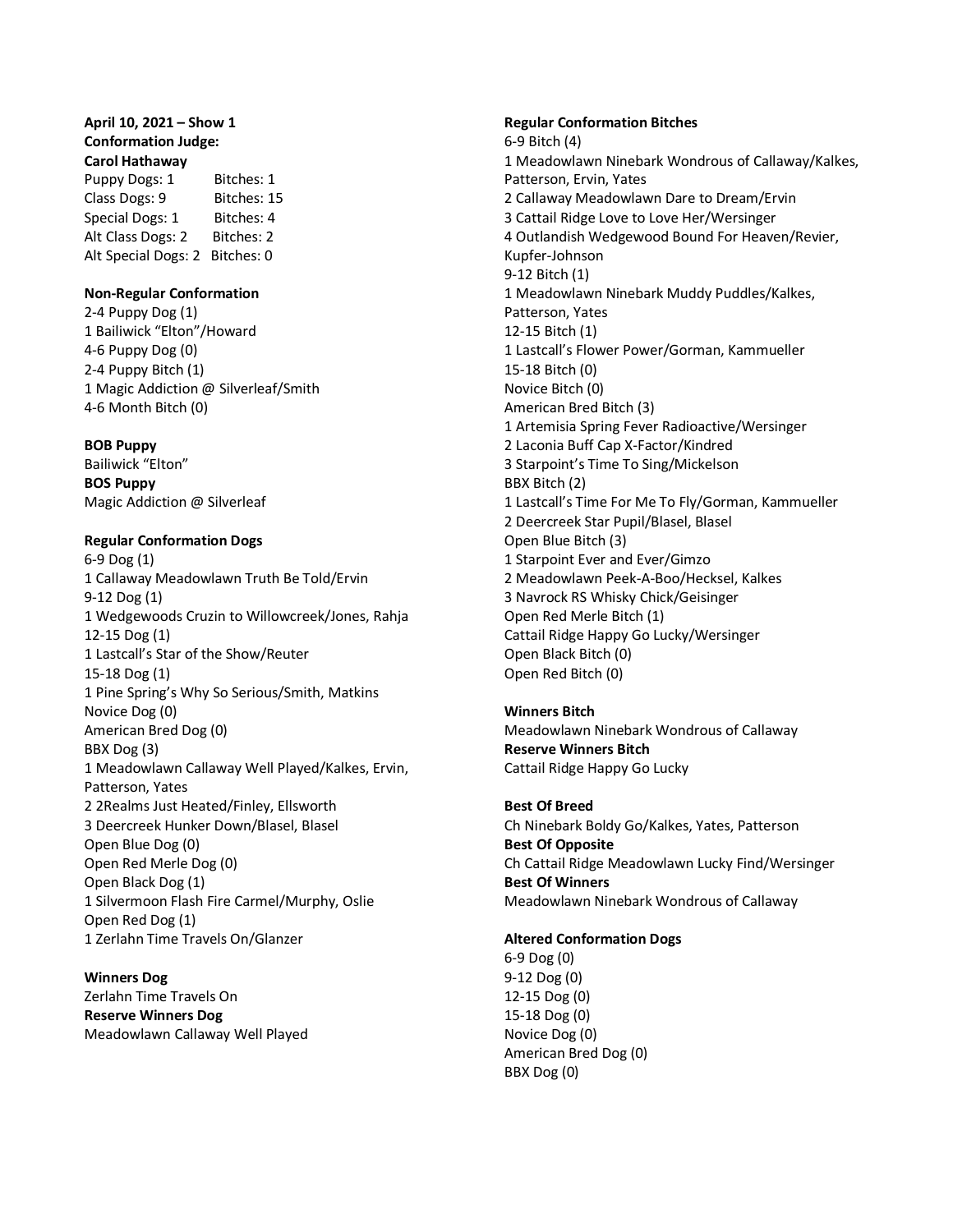**April 10, 2021 – Show 1**
**Conformation Judge:**
**Carol Hathaway**

| | |
|---|---|
| Puppy Dogs: 1 | Bitches: 1 |
| Class Dogs: 9 | Bitches: 15 |
| Special Dogs: 1 | Bitches: 4 |
| Alt Class Dogs: 2 | Bitches: 2 |
| Alt Special Dogs: 2 | Bitches: 0 |

**Non-Regular Conformation**
2-4 Puppy Dog (1)
1 Bailiwick “Elton”/Howard
4-6 Puppy Dog (0)
2-4 Puppy Bitch (1)
1 Magic Addiction @ Silverleaf/Smith
4-6 Month Bitch (0)

**BOB Puppy**
Bailiwick “Elton”
**BOS Puppy**
Magic Addiction @ Silverleaf

**Regular Conformation Dogs**
6-9 Dog (1)
1 Callaway Meadowlawn Truth Be Told/Ervin
9-12 Dog (1)
1 Wedgewoods Cruzin to Willowcreek/Jones, Rahja
12-15 Dog (1)
1 Lastcall’s Star of the Show/Reuter
15-18 Dog (1)
1 Pine Spring’s Why So Serious/Smith, Matkins
Novice Dog (0)
American Bred Dog (0)
BBX Dog (3)
1 Meadowlawn Callaway Well Played/Kalkes, Ervin, Patterson, Yates
2 2Realms Just Heated/Finley, Ellsworth
3 Deercreek Hunker Down/Blasel, Blasel
Open Blue Dog (0)
Open Red Merle Dog (0)
Open Black Dog (1)
1 Silvermoon Flash Fire Carmel/Murphy, Oslie
Open Red Dog (1)
1 Zerlahn Time Travels On/Glanzer

**Winners Dog**
Zerlahn Time Travels On
**Reserve Winners Dog**
Meadowlawn Callaway Well Played

**Regular Conformation Bitches**
6-9 Bitch (4)
1 Meadowlawn Ninebark Wondrous of Callaway/Kalkes, Patterson, Ervin, Yates
2 Callaway Meadowlawn Dare to Dream/Ervin
3 Cattail Ridge Love to Love Her/Wersinger
4 Outlandish Wedgewood Bound For Heaven/Revier, Kupfer-Johnson
9-12 Bitch (1)
1 Meadowlawn Ninebark Muddy Puddles/Kalkes, Patterson, Yates
12-15 Bitch (1)
1 Lastcall’s Flower Power/Gorman, Kammueller
15-18 Bitch (0)
Novice Bitch (0)
American Bred Bitch (3)
1 Artemisia Spring Fever Radioactive/Wersinger
2 Laconia Buff Cap X-Factor/Kindred
3 Starpoint’s Time To Sing/Mickelson
BBX Bitch (2)
1 Lastcall’s Time For Me To Fly/Gorman, Kammueller
2 Deercreek Star Pupil/Blasel, Blasel
Open Blue Bitch (3)
1 Starpoint Ever and Ever/Gimzo
2 Meadowlawn Peek-A-Boo/Hecksel, Kalkes
3 Navrock RS Whisky Chick/Geisinger
Open Red Merle Bitch (1)
Cattail Ridge Happy Go Lucky/Wersinger
Open Black Bitch (0)
Open Red Bitch (0)

**Winners Bitch**
Meadowlawn Ninebark Wondrous of Callaway
**Reserve Winners Bitch**
Cattail Ridge Happy Go Lucky

**Best Of Breed**
Ch Ninebark Boldy Go/Kalkes, Yates, Patterson
**Best Of Opposite**
Ch Cattail Ridge Meadowlawn Lucky Find/Wersinger
**Best Of Winners**
Meadowlawn Ninebark Wondrous of Callaway

**Altered Conformation Dogs**
6-9 Dog (0)
9-12 Dog (0)
12-15 Dog (0)
15-18 Dog (0)
Novice Dog (0)
American Bred Dog (0)
BBX Dog (0)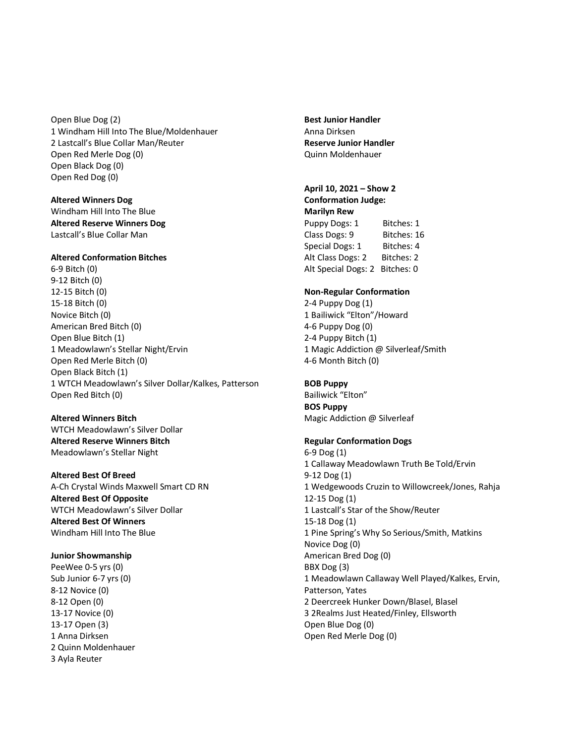Open Blue Dog (2)
1 Windham Hill Into The Blue/Moldenhauer
2 Lastcall's Blue Collar Man/Reuter
Open Red Merle Dog (0)
Open Black Dog (0)
Open Red Dog (0)

**Altered Winners Dog**
Windham Hill Into The Blue
**Altered Reserve Winners Dog**
Lastcall's Blue Collar Man

**Altered Conformation Bitches**
6-9 Bitch (0)
9-12 Bitch (0)
12-15 Bitch (0)
15-18 Bitch (0)
Novice Bitch (0)
American Bred Bitch (0)
Open Blue Bitch (1)
1 Meadowlawn's Stellar Night/Ervin
Open Red Merle Bitch (0)
Open Black Bitch (1)
1 WTCH Meadowlawn's Silver Dollar/Kalkes, Patterson
Open Red Bitch (0)

**Altered Winners Bitch**
WTCH Meadowlawn's Silver Dollar
**Altered Reserve Winners Bitch**
Meadowlawn's Stellar Night

**Altered Best Of Breed**
A-Ch Crystal Winds Maxwell Smart CD RN
**Altered Best Of Opposite**
WTCH Meadowlawn's Silver Dollar
**Altered Best Of Winners**
Windham Hill Into The Blue

**Junior Showmanship**
PeeWee 0-5 yrs (0)
Sub Junior 6-7 yrs (0)
8-12 Novice (0)
8-12 Open (0)
13-17 Novice (0)
13-17 Open (3)
1 Anna Dirksen
2 Quinn Moldenhauer
3 Ayla Reuter

**Best Junior Handler**
Anna Dirksen
**Reserve Junior Handler**
Quinn Moldenhauer

**April 10, 2021 – Show 2**
**Conformation Judge:**
**Marilyn Rew**
Puppy Dogs: 1 Bitches: 1
Class Dogs: 9 Bitches: 16
Special Dogs: 1 Bitches: 4
Alt Class Dogs: 2 Bitches: 2
Alt Special Dogs: 2 Bitches: 0

**Non-Regular Conformation**
2-4 Puppy Dog (1)
1 Bailiwick "Elton"/Howard
4-6 Puppy Dog (0)
2-4 Puppy Bitch (1)
1 Magic Addiction @ Silverleaf/Smith
4-6 Month Bitch (0)

**BOB Puppy**
Bailiwick "Elton"
**BOS Puppy**
Magic Addiction @ Silverleaf

**Regular Conformation Dogs**
6-9 Dog (1)
1 Callaway Meadowlawn Truth Be Told/Ervin
9-12 Dog (1)
1 Wedgewoods Cruzin to Willowcreek/Jones, Rahja
12-15 Dog (1)
1 Lastcall's Star of the Show/Reuter
15-18 Dog (1)
1 Pine Spring's Why So Serious/Smith, Matkins
Novice Dog (0)
American Bred Dog (0)
BBX Dog (3)
1 Meadowlawn Callaway Well Played/Kalkes, Ervin, Patterson, Yates
2 Deercreek Hunker Down/Blasel, Blasel
3 2Realms Just Heated/Finley, Ellsworth
Open Blue Dog (0)
Open Red Merle Dog (0)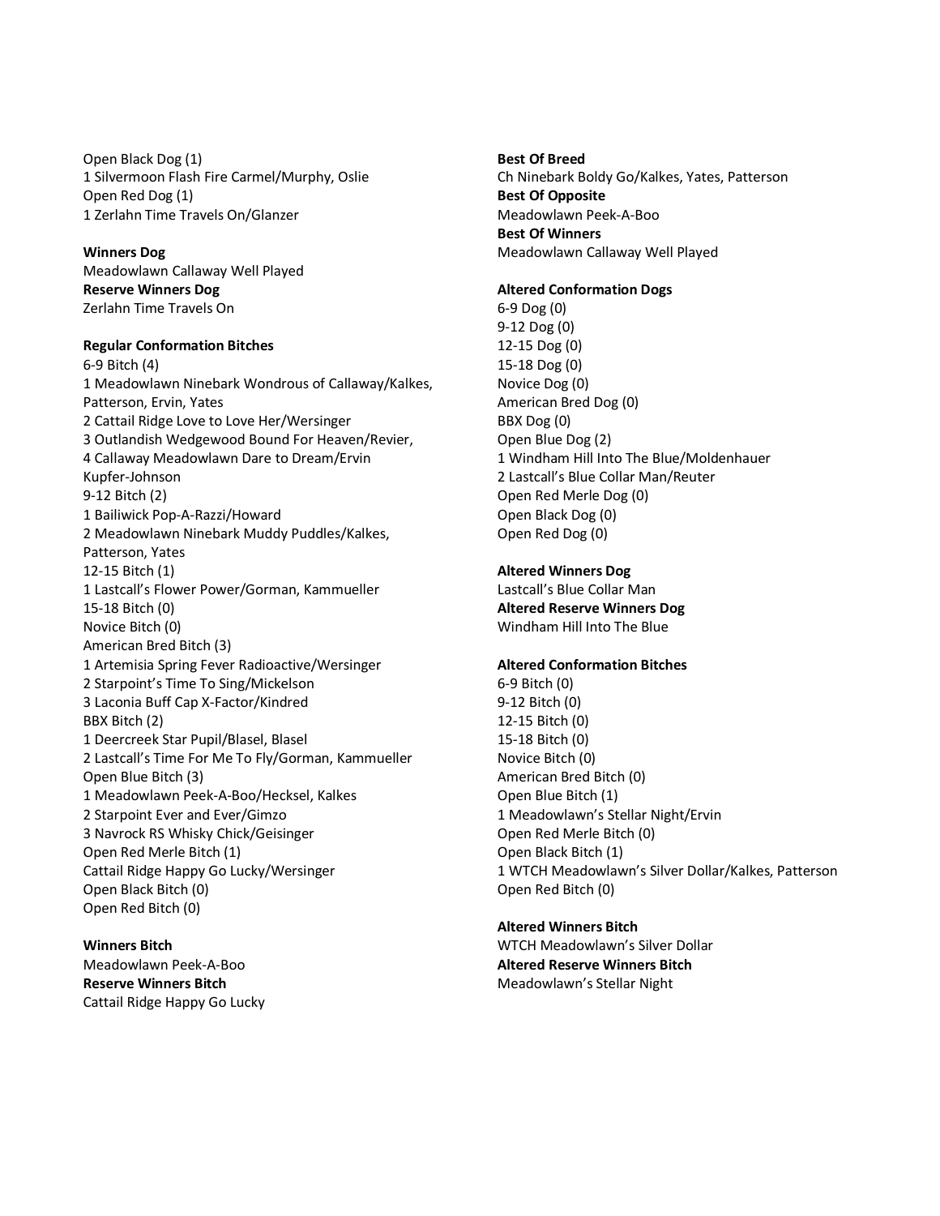Open Black Dog (1)
1 Silvermoon Flash Fire Carmel/Murphy, Oslie
Open Red Dog (1)
1 Zerlahn Time Travels On/Glanzer

**Winners Dog**
Meadowlawn Callaway Well Played
**Reserve Winners Dog**
Zerlahn Time Travels On

**Regular Conformation Bitches**
6-9 Bitch (4)
1 Meadowlawn Ninebark Wondrous of Callaway/Kalkes, Patterson, Ervin, Yates
2 Cattail Ridge Love to Love Her/Wersinger
3 Outlandish Wedgewood Bound For Heaven/Revier,
4 Callaway Meadowlawn Dare to Dream/Ervin Kupfer-Johnson
9-12 Bitch (2)
1 Bailiwick Pop-A-Razzi/Howard
2 Meadowlawn Ninebark Muddy Puddles/Kalkes, Patterson, Yates
12-15 Bitch (1)
1 Lastcall's Flower Power/Gorman, Kammueller
15-18 Bitch (0)
Novice Bitch (0)
American Bred Bitch (3)
1 Artemisia Spring Fever Radioactive/Wersinger
2 Starpoint's Time To Sing/Mickelson
3 Laconia Buff Cap X-Factor/Kindred
BBX Bitch (2)
1 Deercreek Star Pupil/Blasel, Blasel
2 Lastcall's Time For Me To Fly/Gorman, Kammueller
Open Blue Bitch (3)
1 Meadowlawn Peek-A-Boo/Hecksel, Kalkes
2 Starpoint Ever and Ever/Gimzo
3 Navrock RS Whisky Chick/Geisinger
Open Red Merle Bitch (1)
Cattail Ridge Happy Go Lucky/Wersinger
Open Black Bitch (0)
Open Red Bitch (0)

**Winners Bitch**
Meadowlawn Peek-A-Boo
**Reserve Winners Bitch**
Cattail Ridge Happy Go Lucky

**Best Of Breed**
Ch Ninebark Boldy Go/Kalkes, Yates, Patterson
**Best Of Opposite**
Meadowlawn Peek-A-Boo
**Best Of Winners**
Meadowlawn Callaway Well Played

**Altered Conformation Dogs**
6-9 Dog (0)
9-12 Dog (0)
12-15 Dog (0)
15-18 Dog (0)
Novice Dog (0)
American Bred Dog (0)
BBX Dog (0)
Open Blue Dog (2)
1 Windham Hill Into The Blue/Moldenhauer
2 Lastcall's Blue Collar Man/Reuter
Open Red Merle Dog (0)
Open Black Dog (0)
Open Red Dog (0)

**Altered Winners Dog**
Lastcall's Blue Collar Man
**Altered Reserve Winners Dog**
Windham Hill Into The Blue

**Altered Conformation Bitches**
6-9 Bitch (0)
9-12 Bitch (0)
12-15 Bitch (0)
15-18 Bitch (0)
Novice Bitch (0)
American Bred Bitch (0)
Open Blue Bitch (1)
1 Meadowlawn's Stellar Night/Ervin
Open Red Merle Bitch (0)
Open Black Bitch (1)
1 WTCH Meadowlawn's Silver Dollar/Kalkes, Patterson
Open Red Bitch (0)

**Altered Winners Bitch**
WTCH Meadowlawn's Silver Dollar
**Altered Reserve Winners Bitch**
Meadowlawn's Stellar Night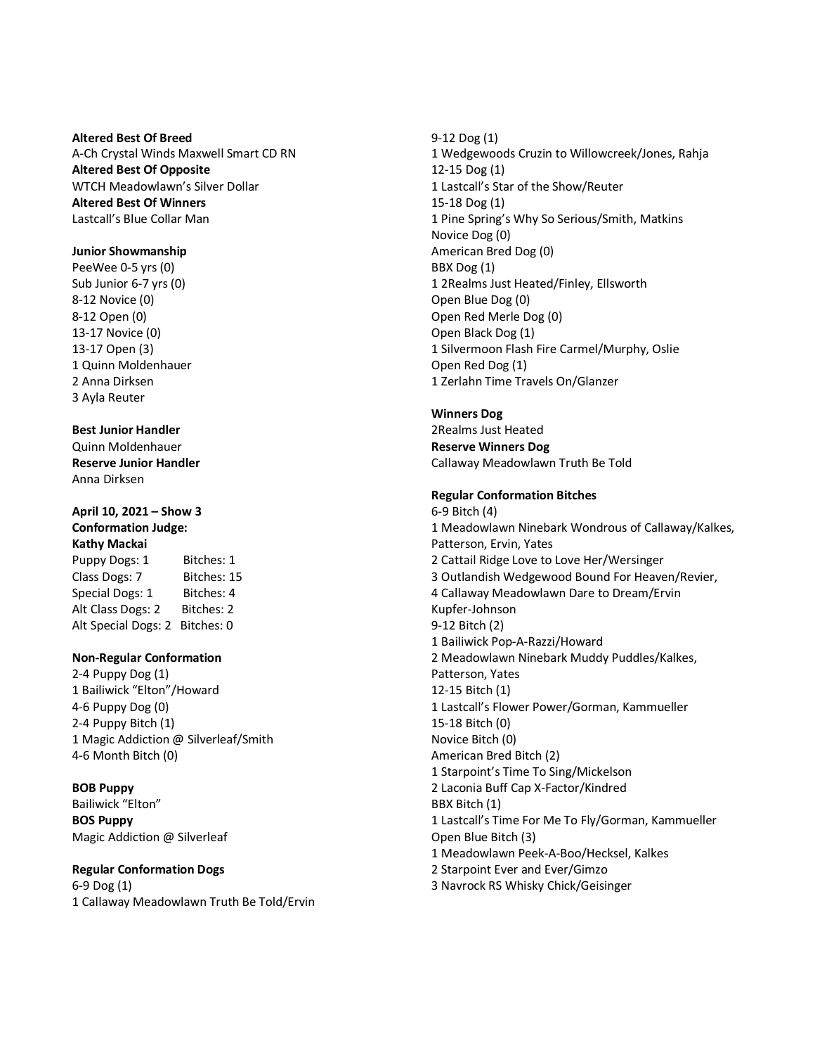**Altered Best Of Breed**
A-Ch Crystal Winds Maxwell Smart CD RN
**Altered Best Of Opposite**
WTCH Meadowlawn's Silver Dollar
**Altered Best Of Winners**
Lastcall's Blue Collar Man

**Junior Showmanship**
PeeWee 0-5 yrs (0)
Sub Junior 6-7 yrs (0)
8-12 Novice (0)
8-12 Open (0)
13-17 Novice (0)
13-17 Open (3)
1 Quinn Moldenhauer
2 Anna Dirksen
3 Ayla Reuter

**Best Junior Handler**
Quinn Moldenhauer
**Reserve Junior Handler**
Anna Dirksen

**April 10, 2021 – Show 3**
**Conformation Judge:**
**Kathy Mackai**

| | |
|---|---|
| Puppy Dogs: 1 | Bitches: 1 |
| Class Dogs: 7 | Bitches: 15 |
| Special Dogs: 1 | Bitches: 4 |
| Alt Class Dogs: 2 | Bitches: 2 |
| Alt Special Dogs: 2 | Bitches: 0 |

**Non-Regular Conformation**
2-4 Puppy Dog (1)
1 Bailiwick "Elton"/Howard
4-6 Puppy Dog (0)
2-4 Puppy Bitch (1)
1 Magic Addiction @ Silverleaf/Smith
4-6 Month Bitch (0)

**BOB Puppy**
Bailiwick "Elton"
**BOS Puppy**
Magic Addiction @ Silverleaf

**Regular Conformation Dogs**
6-9 Dog (1)
1 Callaway Meadowlawn Truth Be Told/Ervin
9-12 Dog (1)
1 Wedgewoods Cruzin to Willowcreek/Jones, Rahja
12-15 Dog (1)
1 Lastcall's Star of the Show/Reuter
15-18 Dog (1)
1 Pine Spring's Why So Serious/Smith, Matkins
Novice Dog (0)
American Bred Dog (0)
BBX Dog (1)
1 2Realms Just Heated/Finley, Ellsworth
Open Blue Dog (0)
Open Red Merle Dog (0)
Open Black Dog (1)
1 Silvermoon Flash Fire Carmel/Murphy, Oslie
Open Red Dog (1)
1 Zerlahn Time Travels On/Glanzer

**Winners Dog**
2Realms Just Heated
**Reserve Winners Dog**
Callaway Meadowlawn Truth Be Told

**Regular Conformation Bitches**
6-9 Bitch (4)
1 Meadowlawn Ninebark Wondrous of Callaway/Kalkes, Patterson, Ervin, Yates
2 Cattail Ridge Love to Love Her/Wersinger
3 Outlandish Wedgewood Bound For Heaven/Revier,
4 Callaway Meadowlawn Dare to Dream/Ervin Kupfer-Johnson
9-12 Bitch (2)
1 Bailiwick Pop-A-Razzi/Howard
2 Meadowlawn Ninebark Muddy Puddles/Kalkes, Patterson, Yates
12-15 Bitch (1)
1 Lastcall's Flower Power/Gorman, Kammueller
15-18 Bitch (0)
Novice Bitch (0)
American Bred Bitch (2)
1 Starpoint's Time To Sing/Mickelson
2 Laconia Buff Cap X-Factor/Kindred
BBX Bitch (1)
1 Lastcall's Time For Me To Fly/Gorman, Kammueller
Open Blue Bitch (3)
1 Meadowlawn Peek-A-Boo/Hecksel, Kalkes
2 Starpoint Ever and Ever/Gimzo
3 Navrock RS Whisky Chick/Geisinger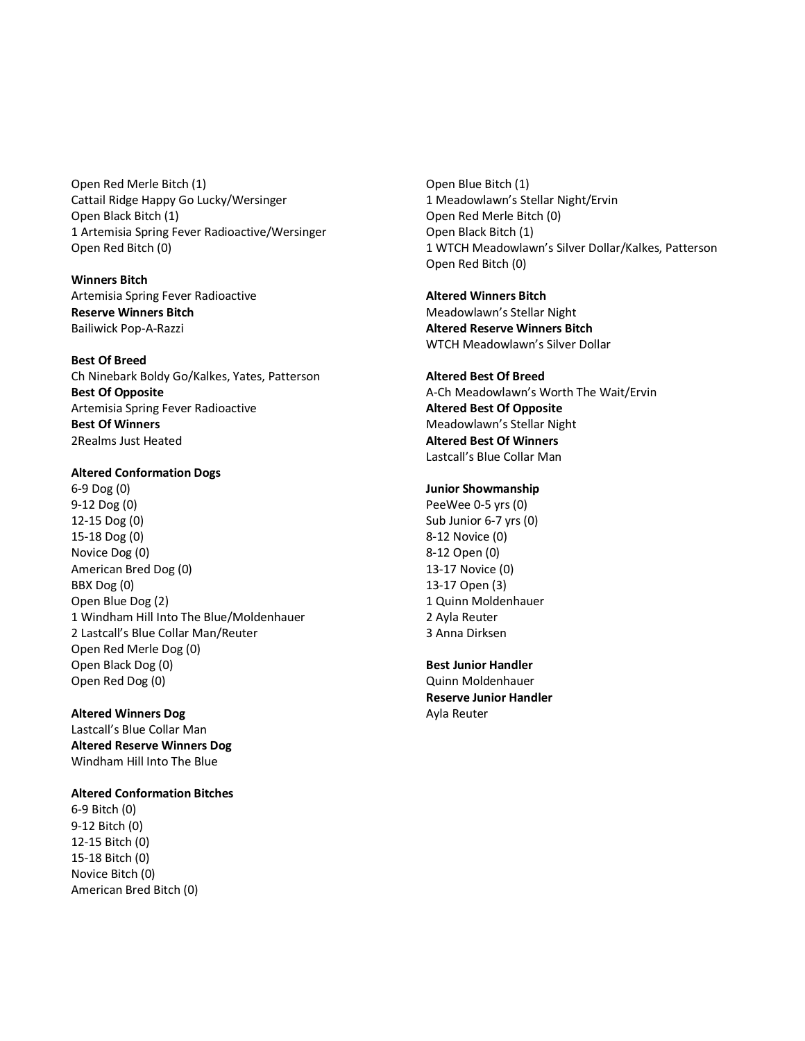Open Red Merle Bitch (1)
Cattail Ridge Happy Go Lucky/Wersinger
Open Black Bitch (1)
1 Artemisia Spring Fever Radioactive/Wersinger
Open Red Bitch (0)

**Winners Bitch**
Artemisia Spring Fever Radioactive
**Reserve Winners Bitch**
Bailiwick Pop-A-Razzi

**Best Of Breed**
Ch Ninebark Boldy Go/Kalkes, Yates, Patterson
**Best Of Opposite**
Artemisia Spring Fever Radioactive
**Best Of Winners**
2Realms Just Heated

**Altered Conformation Dogs**
6-9 Dog (0)
9-12 Dog (0)
12-15 Dog (0)
15-18 Dog (0)
Novice Dog (0)
American Bred Dog (0)
BBX Dog (0)
Open Blue Dog (2)
1 Windham Hill Into The Blue/Moldenhauer
2 Lastcall's Blue Collar Man/Reuter
Open Red Merle Dog (0)
Open Black Dog (0)
Open Red Dog (0)

**Altered Winners Dog**
Lastcall's Blue Collar Man
**Altered Reserve Winners Dog**
Windham Hill Into The Blue

**Altered Conformation Bitches**
6-9 Bitch (0)
9-12 Bitch (0)
12-15 Bitch (0)
15-18 Bitch (0)
Novice Bitch (0)
American Bred Bitch (0)
Open Blue Bitch (1)
1 Meadowlawn's Stellar Night/Ervin
Open Red Merle Bitch (0)
Open Black Bitch (1)
1 WTCH Meadowlawn's Silver Dollar/Kalkes, Patterson
Open Red Bitch (0)

**Altered Winners Bitch**
Meadowlawn's Stellar Night
**Altered Reserve Winners Bitch**
WTCH Meadowlawn's Silver Dollar

**Altered Best Of Breed**
A-Ch Meadowlawn's Worth The Wait/Ervin
**Altered Best Of Opposite**
Meadowlawn's Stellar Night
**Altered Best Of Winners**
Lastcall's Blue Collar Man

**Junior Showmanship**
PeeWee 0-5 yrs (0)
Sub Junior 6-7 yrs (0)
8-12 Novice (0)
8-12 Open (0)
13-17 Novice (0)
13-17 Open (3)
1 Quinn Moldenhauer
2 Ayla Reuter
3 Anna Dirksen

**Best Junior Handler**
Quinn Moldenhauer
**Reserve Junior Handler**
Ayla Reuter